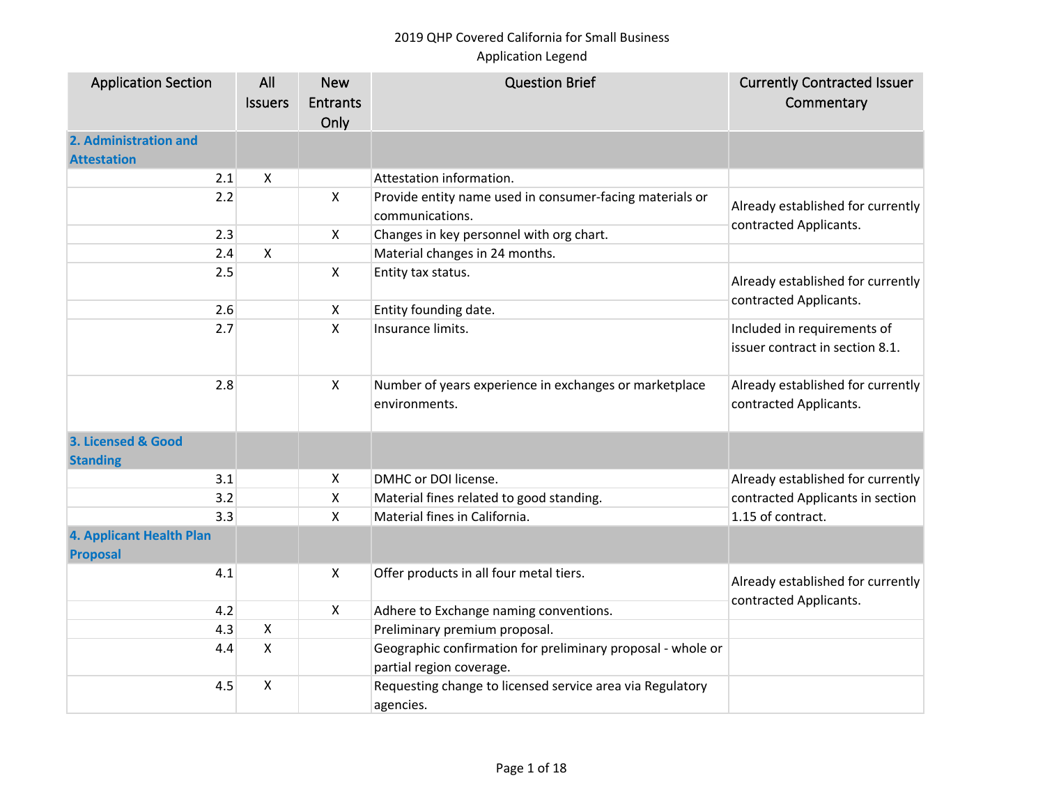2019 QHP Covered California for Small Business
Application Legend

| Application Section | All Issuers | New Entrants Only | Question Brief | Currently Contracted Issuer Commentary |
|---|---|---|---|---|
| **2. Administration and Attestation** | | | | |
| 2.1 | X | | Attestation information. | |
| 2.2 | | X | Provide entity name used in consumer-facing materials or communications. | Already established for currently contracted Applicants. |
| 2.3 | | X | Changes in key personnel with org chart. | |
| 2.4 | X | | Material changes in 24 months. | |
| 2.5 | | X | Entity tax status. | Already established for currently contracted Applicants. |
| 2.6 | | X | Entity founding date. | |
| 2.7 | | X | Insurance limits. | Included in requirements of issuer contract in section 8.1. |
| 2.8 | | X | Number of years experience in exchanges or marketplace environments. | Already established for currently contracted Applicants. |
| **3. Licensed & Good Standing** | | | | |
| 3.1 | | X | DMHC or DOI license. | Already established for currently contracted Applicants in section 1.15 of contract. |
| 3.2 | | X | Material fines related to good standing. | |
| 3.3 | | X | Material fines in California. | |
| **4. Applicant Health Plan Proposal** | | | | |
| 4.1 | | X | Offer products in all four metal tiers. | Already established for currently contracted Applicants. |
| 4.2 | | X | Adhere to Exchange naming conventions. | |
| 4.3 | X | | Preliminary premium proposal. | |
| 4.4 | X | | Geographic confirmation for preliminary proposal - whole or partial region coverage. | |
| 4.5 | X | | Requesting change to licensed service area via Regulatory agencies. | |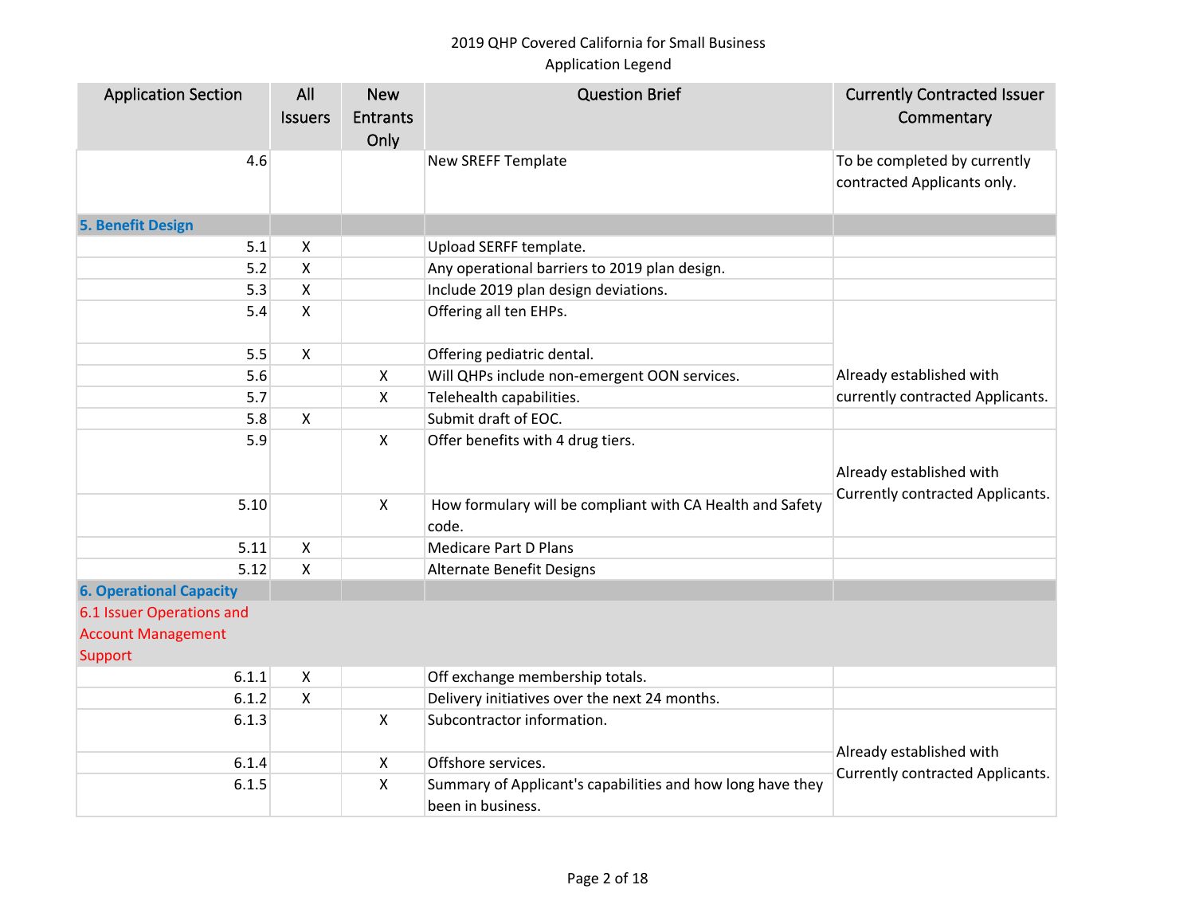2019 QHP Covered California for Small Business
Application Legend

| Application Section | All Issuers | New Entrants Only | Question Brief | Currently Contracted Issuer Commentary |
|---|---|---|---|---|
| 4.6 | | | New SREFF Template | To be completed by currently contracted Applicants only. |
| **5. Benefit Design** | | | | |
| 5.1 | X | | Upload SERFF template. | |
| 5.2 | X | | Any operational barriers to 2019 plan design. | |
| 5.3 | X | | Include 2019 plan design deviations. | |
| 5.4 | X | | Offering all ten EHPs. | |
| 5.5 | X | | Offering pediatric dental. | |
| 5.6 | | X | Will QHPs include non-emergent OON services. | Already established with currently contracted Applicants. |
| 5.7 | | X | Telehealth capabilities. | |
| 5.8 | X | | Submit draft of EOC. | |
| 5.9 | | X | Offer benefits with 4 drug tiers. | Already established with Currently contracted Applicants. |
| 5.10 | | X | How formulary will be compliant with CA Health and Safety code. | |
| 5.11 | X | | Medicare Part D Plans | |
| 5.12 | X | | Alternate Benefit Designs | |
| **6. Operational Capacity** | | | | |
| 6.1 Issuer Operations and Account Management Support | | | | |
| 6.1.1 | X | | Off exchange membership totals. | |
| 6.1.2 | X | | Delivery initiatives over the next 24 months. | |
| 6.1.3 | | X | Subcontractor information. | Already established with Currently contracted Applicants. |
| 6.1.4 | | X | Offshore services. | |
| 6.1.5 | | X | Summary of Applicant's capabilities and how long have they been in business. | |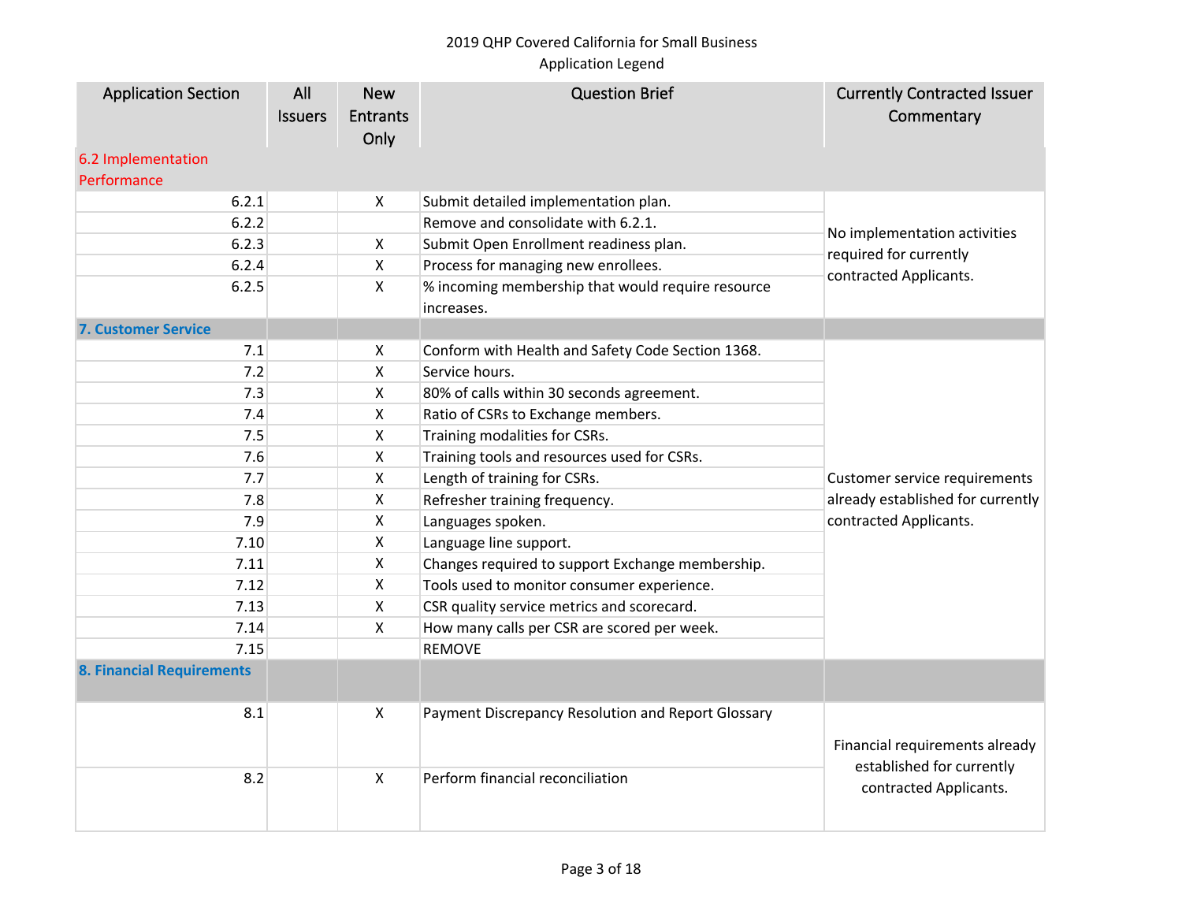2019 QHP Covered California for Small Business
Application Legend

| Application Section | All Issuers | New Entrants Only | Question Brief | Currently Contracted Issuer Commentary |
|---|---|---|---|---|
| 6.2 Implementation Performance | | | | |
| 6.2.1 | | X | Submit detailed implementation plan. | No implementation activities required for currently contracted Applicants. |
| 6.2.2 | | | Remove and consolidate with 6.2.1. | |
| 6.2.3 | | X | Submit Open Enrollment readiness plan. | |
| 6.2.4 | | X | Process for managing new enrollees. | |
| 6.2.5 | | X | % incoming membership that would require resource increases. | |
| **7. Customer Service** | | | | |
| 7.1 | | X | Conform with Health and Safety Code Section 1368. | Customer service requirements already established for currently contracted Applicants. |
| 7.2 | | X | Service hours. | |
| 7.3 | | X | 80% of calls within 30 seconds agreement. | |
| 7.4 | | X | Ratio of CSRs to Exchange members. | |
| 7.5 | | X | Training modalities for CSRs. | |
| 7.6 | | X | Training tools and resources used for CSRs. | |
| 7.7 | | X | Length of training for CSRs. | |
| 7.8 | | X | Refresher training frequency. | |
| 7.9 | | X | Languages spoken. | |
| 7.10 | | X | Language line support. | |
| 7.11 | | X | Changes required to support Exchange membership. | |
| 7.12 | | X | Tools used to monitor consumer experience. | |
| 7.13 | | X | CSR quality service metrics and scorecard. | |
| 7.14 | | X | How many calls per CSR are scored per week. | |
| 7.15 | | | REMOVE | |
| **8. Financial Requirements** | | | | |
| 8.1 | | X | Payment Discrepancy Resolution and Report Glossary | Financial requirements already established for currently contracted Applicants. |
| 8.2 | | X | Perform financial reconciliation | |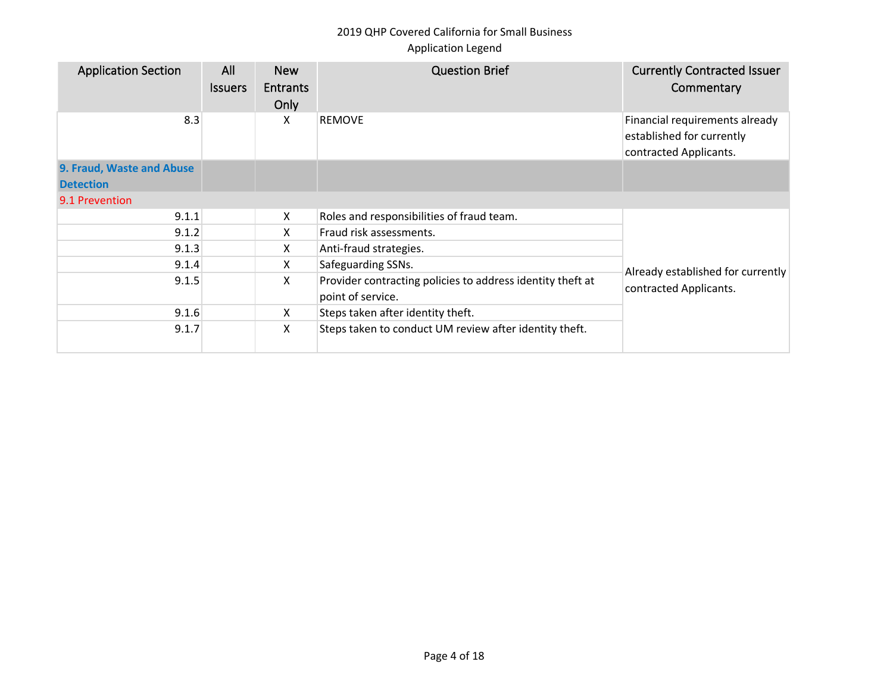2019 QHP Covered California for Small Business
Application Legend

| Application Section | All Issuers | New Entrants Only | Question Brief | Currently Contracted Issuer Commentary |
|---|---|---|---|---|
| 8.3 | | X | REMOVE | Financial requirements already established for currently contracted Applicants. |
| **9. Fraud, Waste and Abuse Detection** | | | | |
| 9.1 Prevention | | | | |
| 9.1.1 | | X | Roles and responsibilities of fraud team. | Already established for currently contracted Applicants. |
| 9.1.2 | | X | Fraud risk assessments. | |
| 9.1.3 | | X | Anti-fraud strategies. | |
| 9.1.4 | | X | Safeguarding SSNs. | |
| 9.1.5 | | X | Provider contracting policies to address identity theft at point of service. | |
| 9.1.6 | | X | Steps taken after identity theft. | |
| 9.1.7 | | X | Steps taken to conduct UM review after identity theft. | |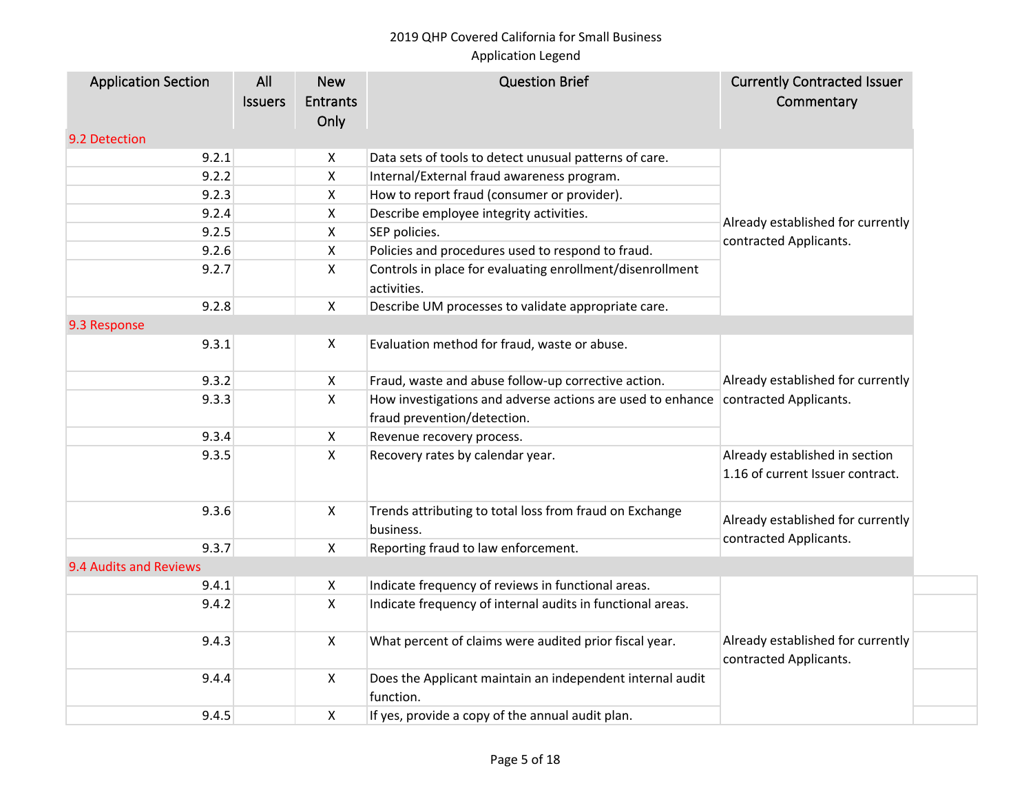2019 QHP Covered California for Small Business
Application Legend

| Application Section | All Issuers | New Entrants Only | Question Brief | Currently Contracted Issuer Commentary |
|---|---|---|---|---|
| 9.2 Detection | | | | |
| 9.2.1 | | X | Data sets of tools to detect unusual patterns of care. | Already established for currently contracted Applicants. |
| 9.2.2 | | X | Internal/External fraud awareness program. | |
| 9.2.3 | | X | How to report fraud (consumer or provider). | |
| 9.2.4 | | X | Describe employee integrity activities. | |
| 9.2.5 | | X | SEP policies. | |
| 9.2.6 | | X | Policies and procedures used to respond to fraud. | |
| 9.2.7 | | X | Controls in place for evaluating enrollment/disenrollment activities. | |
| 9.2.8 | | X | Describe UM processes to validate appropriate care. | |
| 9.3 Response | | | | |
| 9.3.1 | | X | Evaluation method for fraud, waste or abuse. | Already established for currently contracted Applicants. |
| 9.3.2 | | X | Fraud, waste and abuse follow-up corrective action. | |
| 9.3.3 | | X | How investigations and adverse actions are used to enhance fraud prevention/detection. | |
| 9.3.4 | | X | Revenue recovery process. | |
| 9.3.5 | | X | Recovery rates by calendar year. | Already established in section 1.16 of current Issuer contract. |
| 9.3.6 | | X | Trends attributing to total loss from fraud on Exchange business. | Already established for currently contracted Applicants. |
| 9.3.7 | | X | Reporting fraud to law enforcement. | |
| 9.4 Audits and Reviews | | | | |
| 9.4.1 | | X | Indicate frequency of reviews in functional areas. | Already established for currently contracted Applicants. |
| 9.4.2 | | X | Indicate frequency of internal audits in functional areas. | |
| 9.4.3 | | X | What percent of claims were audited prior fiscal year. | |
| 9.4.4 | | X | Does the Applicant maintain an independent internal audit function. | |
| 9.4.5 | | X | If yes, provide a copy of the annual audit plan. | |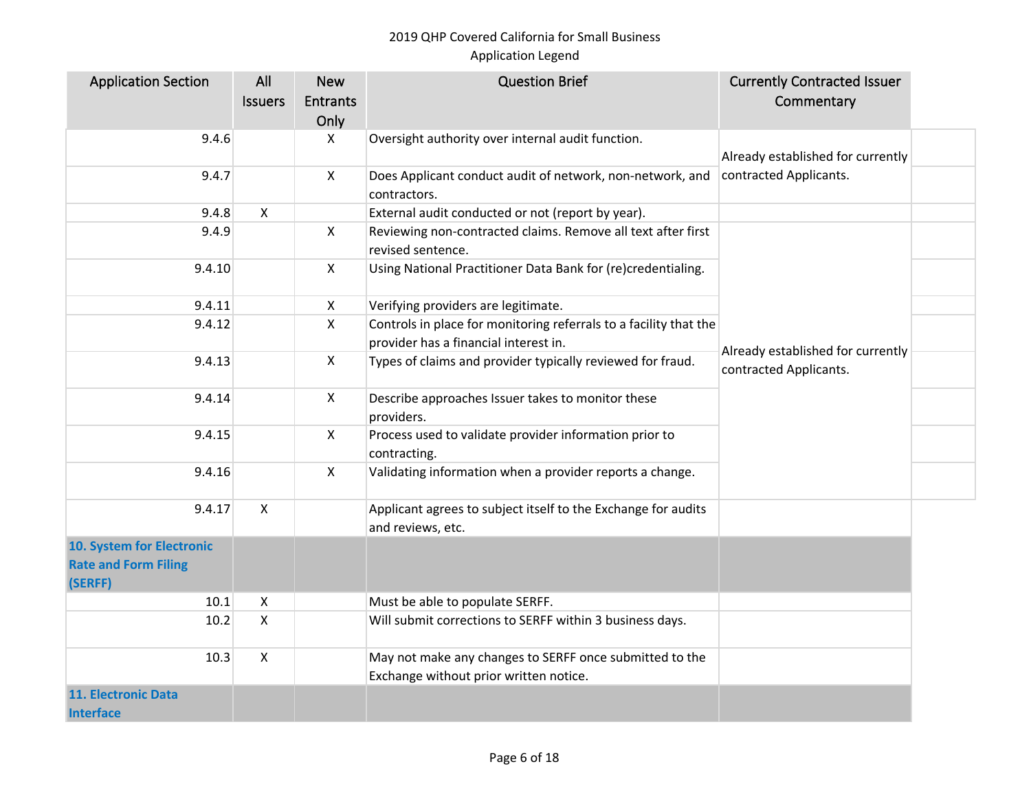| Application Section | All Issuers | New Entrants Only | Question Brief | Currently Contracted Issuer Commentary |
|---|---|---|---|---|
| 9.4.6 | | X | Oversight authority over internal audit function. | Already established for currently contracted Applicants. |
| 9.4.7 | | X | Does Applicant conduct audit of network, non-network, and contractors. | |
| 9.4.8 | X | | External audit conducted or not (report by year). | |
| 9.4.9 | | X | Reviewing non-contracted claims. Remove all text after first revised sentence. | Already established for currently contracted Applicants. |
| 9.4.10 | | X | Using National Practitioner Data Bank for (re)credentialing. | |
| 9.4.11 | | X | Verifying providers are legitimate. | |
| 9.4.12 | | X | Controls in place for monitoring referrals to a facility that the provider has a financial interest in. | |
| 9.4.13 | | X | Types of claims and provider typically reviewed for fraud. | |
| 9.4.14 | | X | Describe approaches Issuer takes to monitor these providers. | |
| 9.4.15 | | X | Process used to validate provider information prior to contracting. | |
| 9.4.16 | | X | Validating information when a provider reports a change. | |
| 9.4.17 | X | | Applicant agrees to subject itself to the Exchange for audits and reviews, etc. | |
| **10. System for Electronic Rate and Form Filing (SERFF)** | | | | |
| 10.1 | X | | Must be able to populate SERFF. | |
| 10.2 | X | | Will submit corrections to SERFF within 3 business days. | |
| 10.3 | X | | May not make any changes to SERFF once submitted to the Exchange without prior written notice. | |
| **11. Electronic Data Interface** | | | | |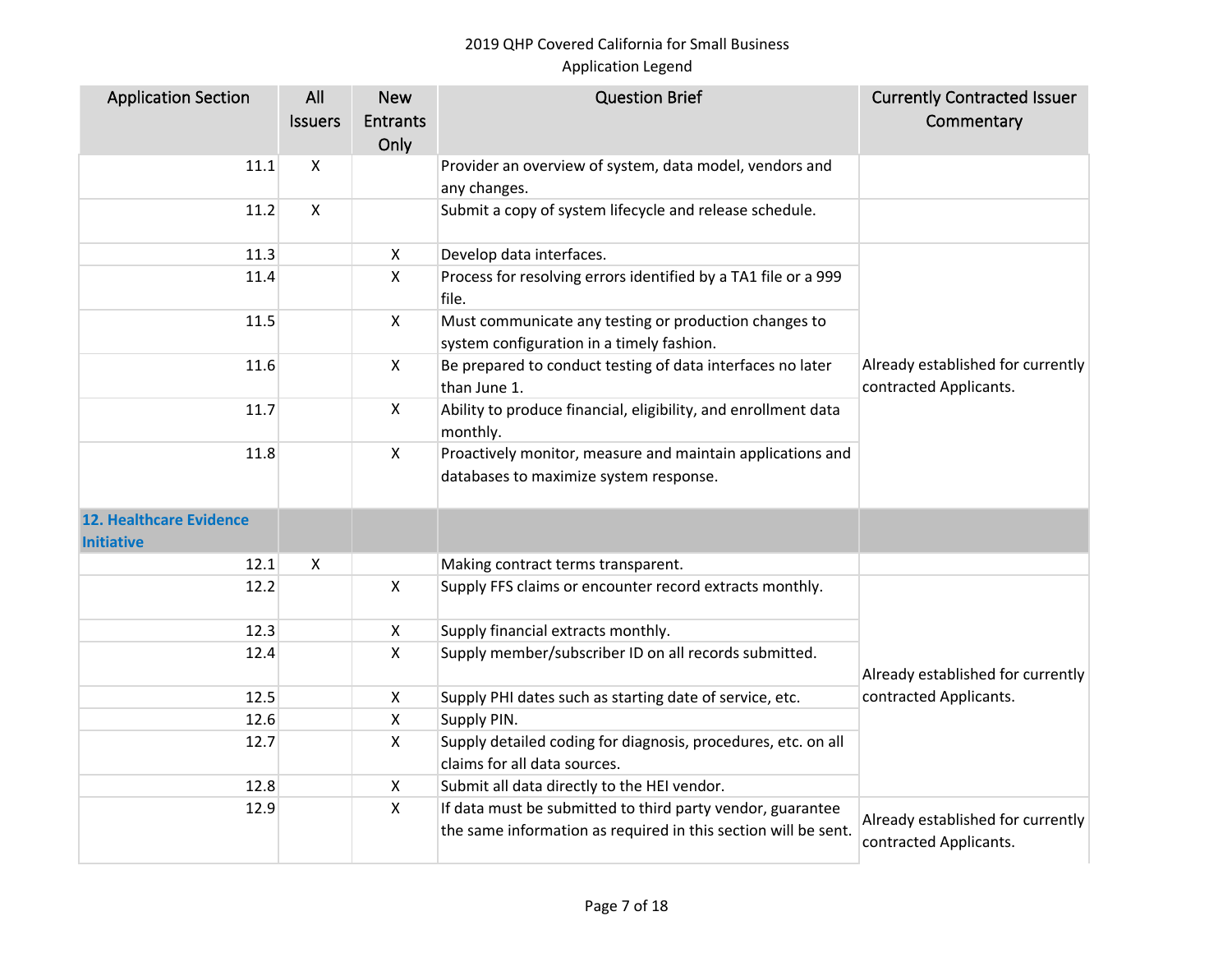| Application Section | All Issuers | New Entrants Only | Question Brief | Currently Contracted Issuer Commentary |
|---|---|---|---|---|
| 11.1 | X | | Provider an overview of system, data model, vendors and any changes. | |
| 11.2 | X | | Submit a copy of system lifecycle and release schedule. | |
| 11.3 | | X | Develop data interfaces. | Already established for currently contracted Applicants. |
| 11.4 | | X | Process for resolving errors identified by a TA1 file or a 999 file. | |
| 11.5 | | X | Must communicate any testing or production changes to system configuration in a timely fashion. | |
| 11.6 | | X | Be prepared to conduct testing of data interfaces no later than June 1. | |
| 11.7 | | X | Ability to produce financial, eligibility, and enrollment data monthly. | |
| 11.8 | | X | Proactively monitor, measure and maintain applications and databases to maximize system response. | |
| **12. Healthcare Evidence Initiative** | | | | |
| 12.1 | X | | Making contract terms transparent. | |
| 12.2 | | X | Supply FFS claims or encounter record extracts monthly. | Already established for currently contracted Applicants. |
| 12.3 | | X | Supply financial extracts monthly. | |
| 12.4 | | X | Supply member/subscriber ID on all records submitted. | |
| 12.5 | | X | Supply PHI dates such as starting date of service, etc. | |
| 12.6 | | X | Supply PIN. | |
| 12.7 | | X | Supply detailed coding for diagnosis, procedures, etc. on all claims for all data sources. | |
| 12.8 | | X | Submit all data directly to the HEI vendor. | |
| 12.9 | | X | If data must be submitted to third party vendor, guarantee the same information as required in this section will be sent. | Already established for currently contracted Applicants. |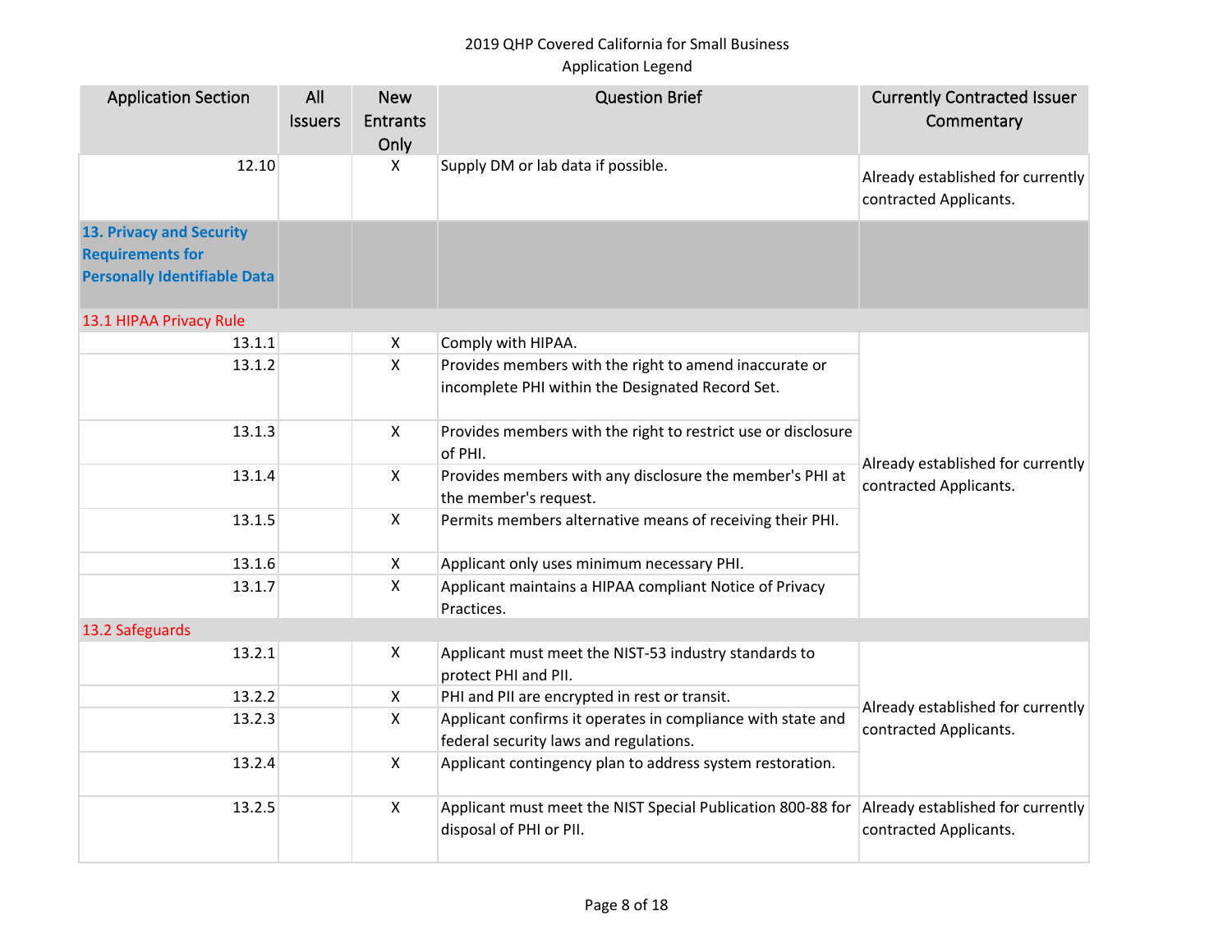2019 QHP Covered California for Small Business
Application Legend

| Application Section | All Issuers | New Entrants Only | Question Brief | Currently Contracted Issuer Commentary |
|---|---|---|---|---|
| 12.10 | | X | Supply DM or lab data if possible. | Already established for currently contracted Applicants. |
| **13. Privacy and Security Requirements for Personally Identifiable Data** | | | | |
| 13.1 HIPAA Privacy Rule | | | | |
| 13.1.1 | | X | Comply with HIPAA. | Already established for currently contracted Applicants. |
| 13.1.2 | | X | Provides members with the right to amend inaccurate or incomplete PHI within the Designated Record Set. | |
| 13.1.3 | | X | Provides members with the right to restrict use or disclosure of PHI. | |
| 13.1.4 | | X | Provides members with any disclosure the member's PHI at the member's request. | |
| 13.1.5 | | X | Permits members alternative means of receiving their PHI. | |
| 13.1.6 | | X | Applicant only uses minimum necessary PHI. | |
| 13.1.7 | | X | Applicant maintains a HIPAA compliant Notice of Privacy Practices. | |
| 13.2 Safeguards | | | | |
| 13.2.1 | | X | Applicant must meet the NIST-53 industry standards to protect PHI and PII. | Already established for currently contracted Applicants. |
| 13.2.2 | | X | PHI and PII are encrypted in rest or transit. | |
| 13.2.3 | | X | Applicant confirms it operates in compliance with state and federal security laws and regulations. | |
| 13.2.4 | | X | Applicant contingency plan to address system restoration. | |
| 13.2.5 | | X | Applicant must meet the NIST Special Publication 800-88 for disposal of PHI or PII. | Already established for currently contracted Applicants. |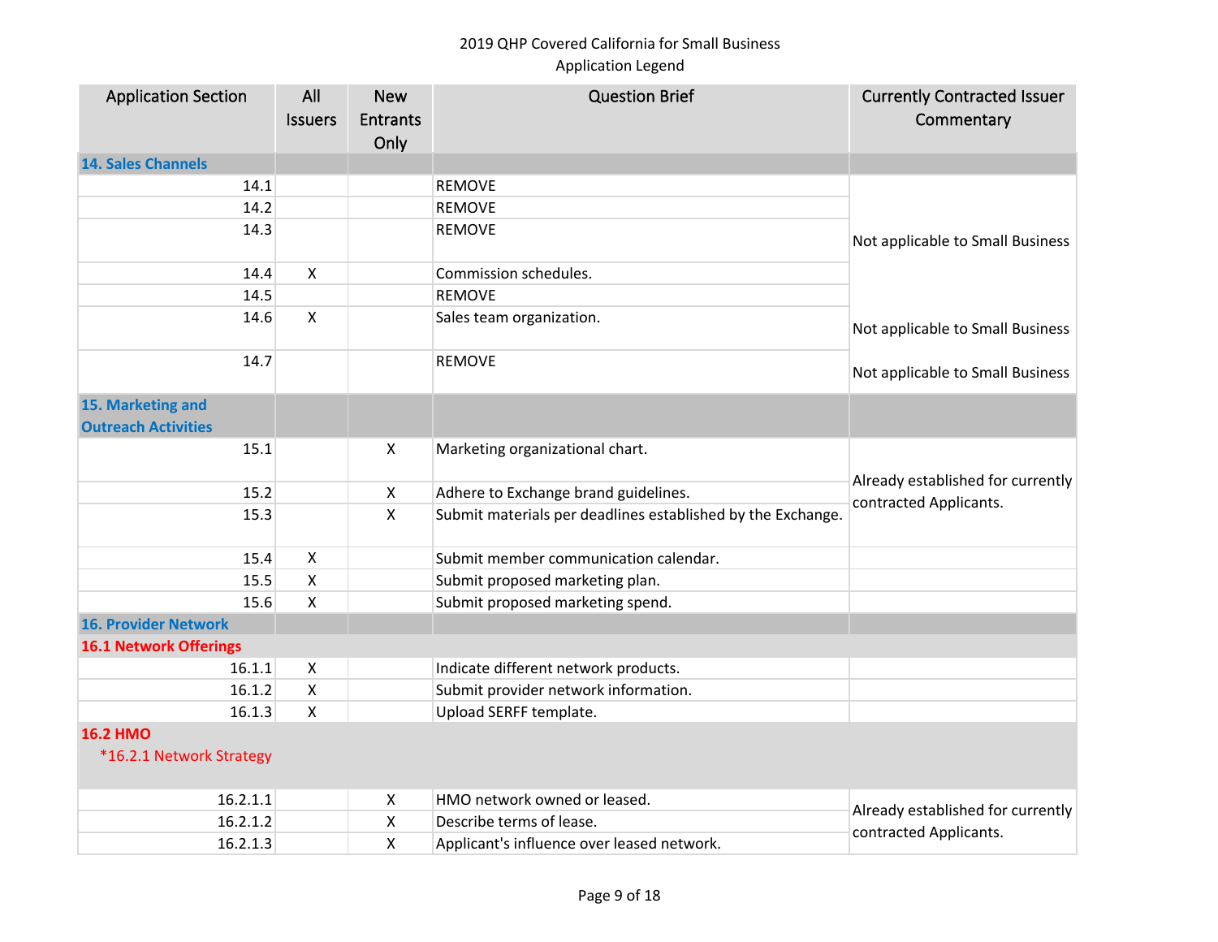2019 QHP Covered California for Small Business
Application Legend

| Application Section | All Issuers | New Entrants Only | Question Brief | Currently Contracted Issuer Commentary |
|---|---|---|---|---|
| **14. Sales Channels** | | | | |
| 14.1 | | | REMOVE | Not applicable to Small Business |
| 14.2 | | | REMOVE | |
| 14.3 | | | REMOVE | |
| 14.4 | X | | Commission schedules. | |
| 14.5 | | | REMOVE | |
| 14.6 | X | | Sales team organization. | Not applicable to Small Business |
| 14.7 | | | REMOVE | Not applicable to Small Business |
| **15. Marketing and Outreach Activities** | | | | |
| 15.1 | | X | Marketing organizational chart. | Already established for currently contracted Applicants. |
| 15.2 | | X | Adhere to Exchange brand guidelines. | |
| 15.3 | | X | Submit materials per deadlines established by the Exchange. | |
| 15.4 | X | | Submit member communication calendar. | |
| 15.5 | X | | Submit proposed marketing plan. | |
| 15.6 | X | | Submit proposed marketing spend. | |
| **16. Provider Network** | | | | |
| **16.1 Network Offerings** | | | | |
| 16.1.1 | X | | Indicate different network products. | |
| 16.1.2 | X | | Submit provider network information. | |
| 16.1.3 | X | | Upload SERFF template. | |
| **16.2 HMO** *16.2.1 Network Strategy | | | | |
| 16.2.1.1 | | X | HMO network owned or leased. | Already established for currently contracted Applicants. |
| 16.2.1.2 | | X | Describe terms of lease. | |
| 16.2.1.3 | | X | Applicant's influence over leased network. | |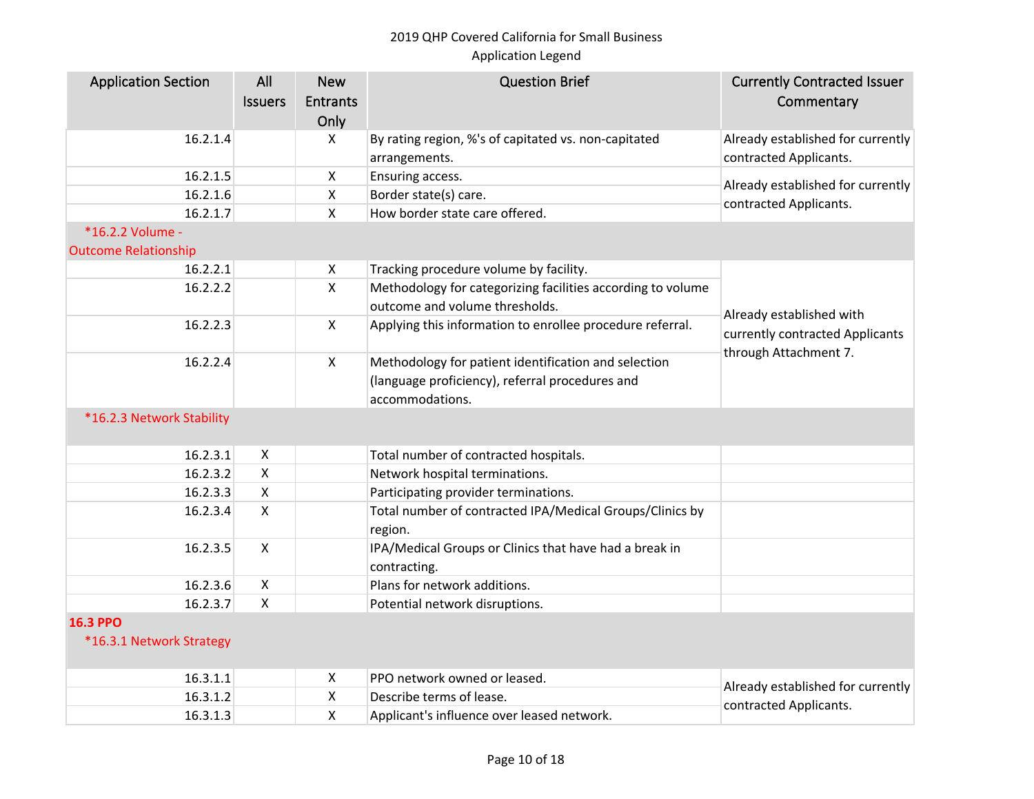2019 QHP Covered California for Small Business
Application Legend

| Application Section | All Issuers | New Entrants Only | Question Brief | Currently Contracted Issuer Commentary |
|---|---|---|---|---|
| 16.2.1.4 | | X | By rating region, %'s of capitated vs. non-capitated arrangements. | Already established for currently contracted Applicants. |
| 16.2.1.5 | | X | Ensuring access. | Already established for currently contracted Applicants. |
| 16.2.1.6 | | X | Border state(s) care. | |
| 16.2.1.7 | | X | How border state care offered. | |
| *16.2.2 Volume - Outcome Relationship | | | | |
| 16.2.2.1 | | X | Tracking procedure volume by facility. | Already established with currently contracted Applicants through Attachment 7. |
| 16.2.2.2 | | X | Methodology for categorizing facilities according to volume outcome and volume thresholds. | |
| 16.2.2.3 | | X | Applying this information to enrollee procedure referral. | |
| 16.2.2.4 | | X | Methodology for patient identification and selection (language proficiency), referral procedures and accommodations. | |
| *16.2.3 Network Stability | | | | |
| 16.2.3.1 | X | | Total number of contracted hospitals. | |
| 16.2.3.2 | X | | Network hospital terminations. | |
| 16.2.3.3 | X | | Participating provider terminations. | |
| 16.2.3.4 | X | | Total number of contracted IPA/Medical Groups/Clinics by region. | |
| 16.2.3.5 | X | | IPA/Medical Groups or Clinics that have had a break in contracting. | |
| 16.2.3.6 | X | | Plans for network additions. | |
| 16.2.3.7 | X | | Potential network disruptions. | |
| **16.3 PPO** | | | | |
| *16.3.1 Network Strategy | | | | |
| 16.3.1.1 | | X | PPO network owned or leased. | Already established for currently contracted Applicants. |
| 16.3.1.2 | | X | Describe terms of lease. | |
| 16.3.1.3 | | X | Applicant's influence over leased network. | |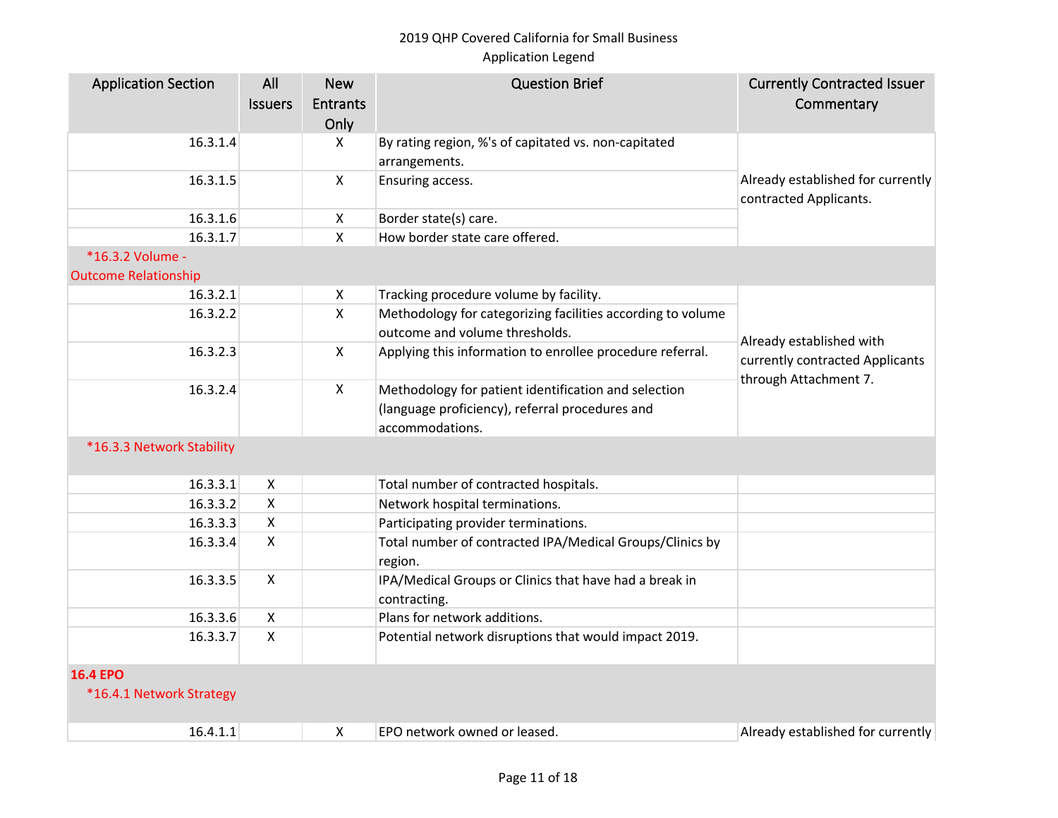2019 QHP Covered California for Small Business
Application Legend

| Application Section | All Issuers | New Entrants Only | Question Brief | Currently Contracted Issuer Commentary |
|---|---|---|---|---|
| 16.3.1.4 | | X | By rating region, %'s of capitated vs. non-capitated arrangements. | Already established for currently contracted Applicants. |
| 16.3.1.5 | | X | Ensuring access. | |
| 16.3.1.6 | | X | Border state(s) care. | |
| 16.3.1.7 | | X | How border state care offered. | |
| *16.3.2 Volume - Outcome Relationship | | | | |
| 16.3.2.1 | | X | Tracking procedure volume by facility. | Already established with currently contracted Applicants through Attachment 7. |
| 16.3.2.2 | | X | Methodology for categorizing facilities according to volume outcome and volume thresholds. | |
| 16.3.2.3 | | X | Applying this information to enrollee procedure referral. | |
| 16.3.2.4 | | X | Methodology for patient identification and selection (language proficiency), referral procedures and accommodations. | |
| *16.3.3 Network Stability | | | | |
| 16.3.3.1 | X | | Total number of contracted hospitals. | |
| 16.3.3.2 | X | | Network hospital terminations. | |
| 16.3.3.3 | X | | Participating provider terminations. | |
| 16.3.3.4 | X | | Total number of contracted IPA/Medical Groups/Clinics by region. | |
| 16.3.3.5 | X | | IPA/Medical Groups or Clinics that have had a break in contracting. | |
| 16.3.3.6 | X | | Plans for network additions. | |
| 16.3.3.7 | X | | Potential network disruptions that would impact 2019. | |
| **16.4 EPO** | | | | |
| *16.4.1 Network Strategy | | | | |
| 16.4.1.1 | | X | EPO network owned or leased. | Already established for currently |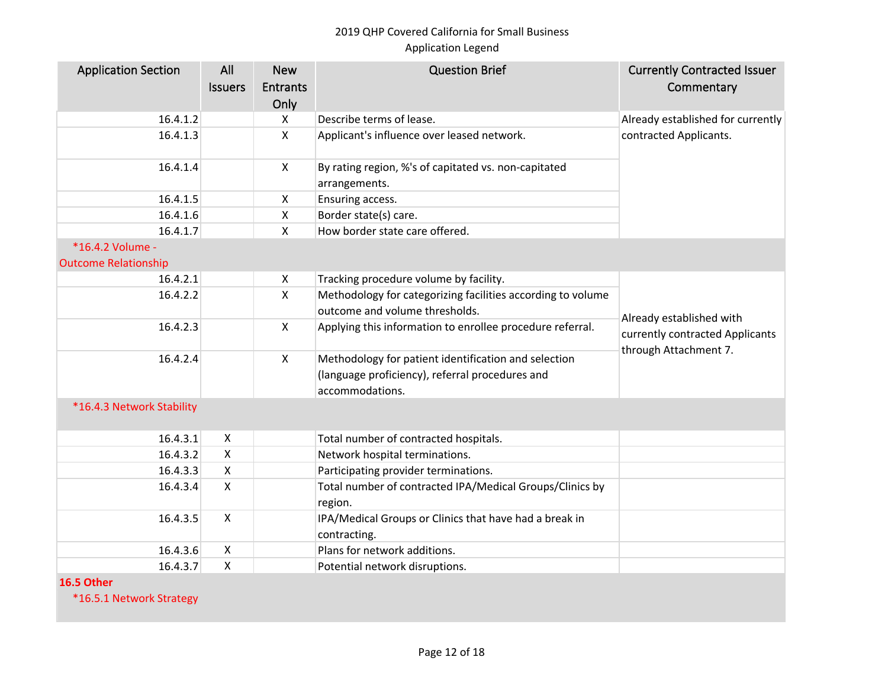2019 QHP Covered California for Small Business
Application Legend

| Application Section | All Issuers | New Entrants Only | Question Brief | Currently Contracted Issuer Commentary |
|---|---|---|---|---|
| 16.4.1.2 | | X | Describe terms of lease. | Already established for currently contracted Applicants. |
| 16.4.1.3 | | X | Applicant's influence over leased network. | |
| 16.4.1.4 | | X | By rating region, %'s of capitated vs. non-capitated arrangements. | |
| 16.4.1.5 | | X | Ensuring access. | |
| 16.4.1.6 | | X | Border state(s) care. | |
| 16.4.1.7 | | X | How border state care offered. | |
| *16.4.2 Volume - Outcome Relationship | | | | |
| 16.4.2.1 | | X | Tracking procedure volume by facility. | Already established with currently contracted Applicants through Attachment 7. |
| 16.4.2.2 | | X | Methodology for categorizing facilities according to volume outcome and volume thresholds. | |
| 16.4.2.3 | | X | Applying this information to enrollee procedure referral. | |
| 16.4.2.4 | | X | Methodology for patient identification and selection (language proficiency), referral procedures and accommodations. | |
| *16.4.3 Network Stability | | | | |
| 16.4.3.1 | X | | Total number of contracted hospitals. | |
| 16.4.3.2 | X | | Network hospital terminations. | |
| 16.4.3.3 | X | | Participating provider terminations. | |
| 16.4.3.4 | X | | Total number of contracted IPA/Medical Groups/Clinics by region. | |
| 16.4.3.5 | X | | IPA/Medical Groups or Clinics that have had a break in contracting. | |
| 16.4.3.6 | X | | Plans for network additions. | |
| 16.4.3.7 | X | | Potential network disruptions. | |
| **16.5 Other** | | | | |
| *16.5.1 Network Strategy | | | | |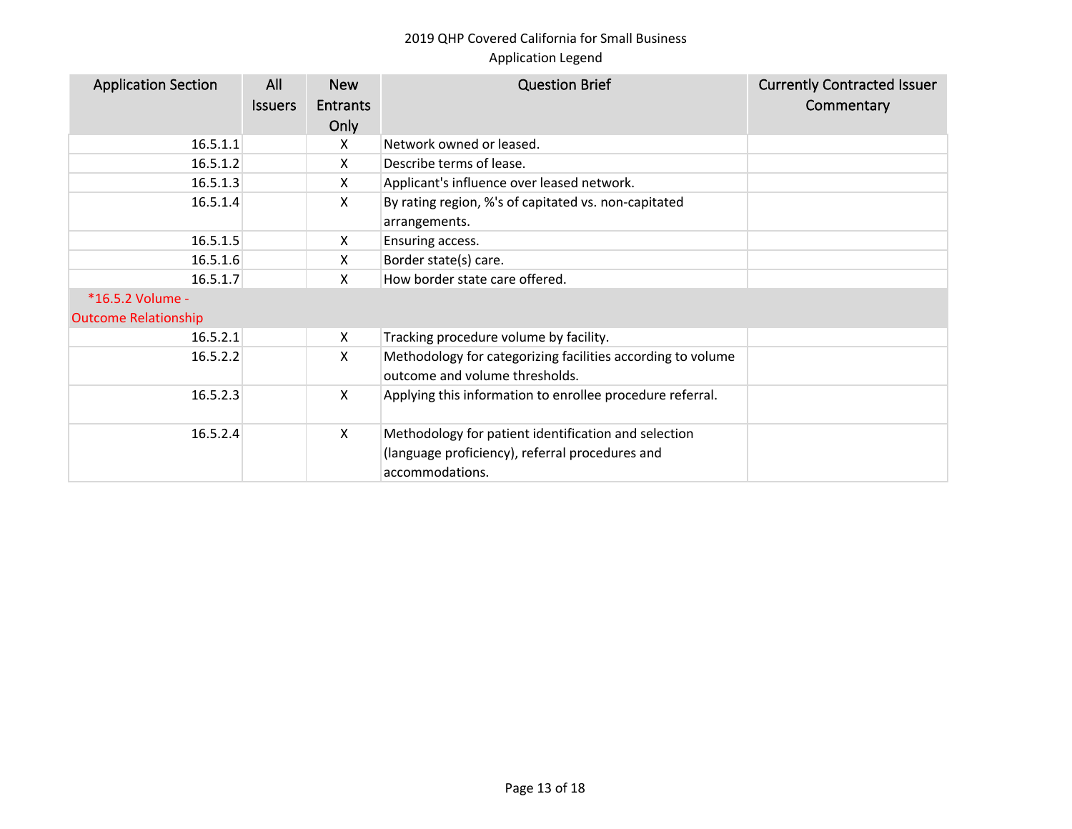2019 QHP Covered California for Small Business
Application Legend

| Application Section | All Issuers | New Entrants Only | Question Brief | Currently Contracted Issuer Commentary |
|---|---|---|---|---|
| 16.5.1.1 | | X | Network owned or leased. | |
| 16.5.1.2 | | X | Describe terms of lease. | |
| 16.5.1.3 | | X | Applicant's influence over leased network. | |
| 16.5.1.4 | | X | By rating region, %'s of capitated vs. non-capitated arrangements. | |
| 16.5.1.5 | | X | Ensuring access. | |
| 16.5.1.6 | | X | Border state(s) care. | |
| 16.5.1.7 | | X | How border state care offered. | |
| *16.5.2 Volume - Outcome Relationship | | | | |
| 16.5.2.1 | | X | Tracking procedure volume by facility. | |
| 16.5.2.2 | | X | Methodology for categorizing facilities according to volume outcome and volume thresholds. | |
| 16.5.2.3 | | X | Applying this information to enrollee procedure referral. | |
| 16.5.2.4 | | X | Methodology for patient identification and selection (language proficiency), referral procedures and accommodations. | |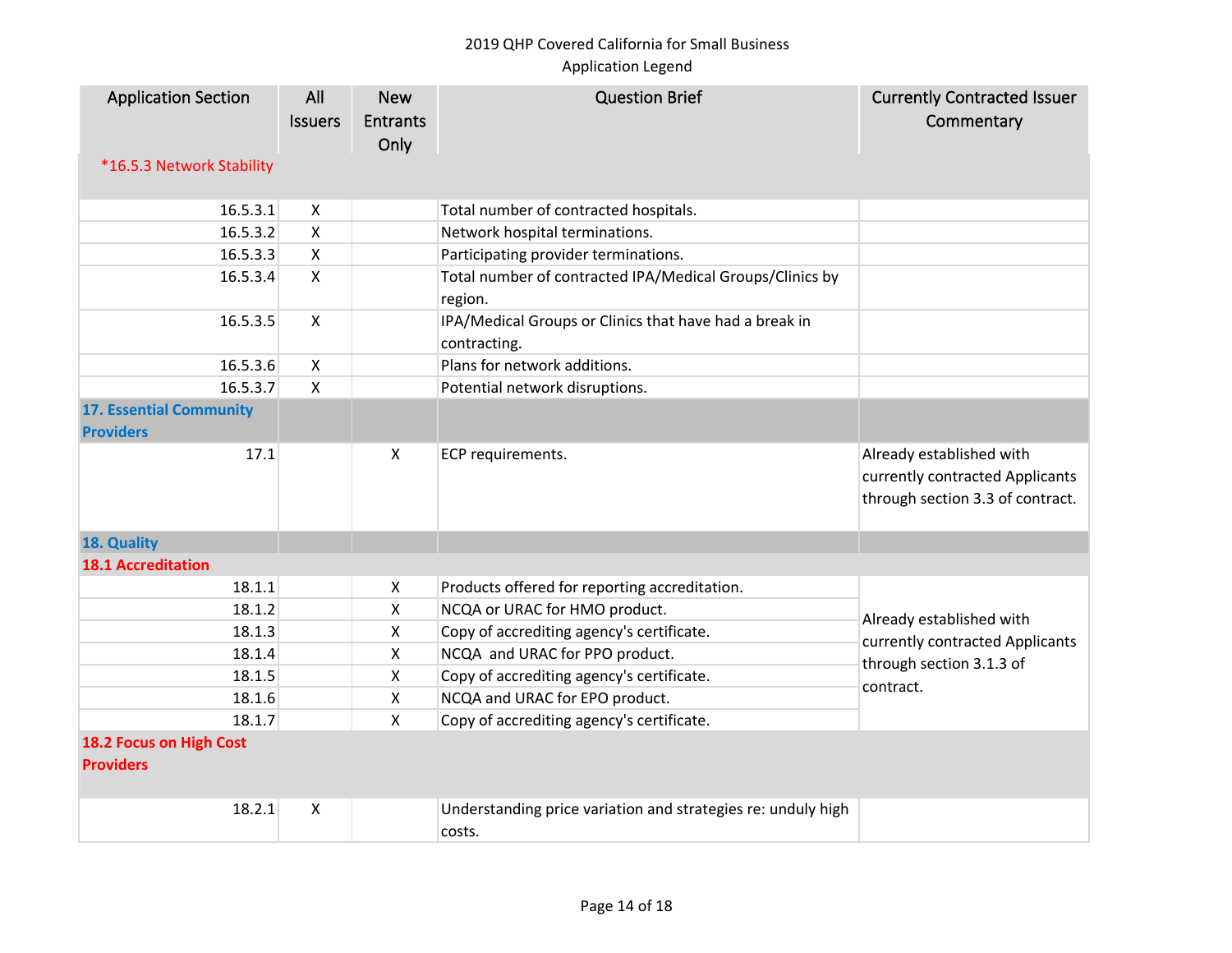2019 QHP Covered California for Small Business
Application Legend

| Application Section | All Issuers | New Entrants Only | Question Brief | Currently Contracted Issuer Commentary |
|---|---|---|---|---|
| *16.5.3 Network Stability | | | | |
| 16.5.3.1 | X | | Total number of contracted hospitals. | |
| 16.5.3.2 | X | | Network hospital terminations. | |
| 16.5.3.3 | X | | Participating provider terminations. | |
| 16.5.3.4 | X | | Total number of contracted IPA/Medical Groups/Clinics by region. | |
| 16.5.3.5 | X | | IPA/Medical Groups or Clinics that have had a break in contracting. | |
| 16.5.3.6 | X | | Plans for network additions. | |
| 16.5.3.7 | X | | Potential network disruptions. | |
| **17. Essential Community Providers** | | | | |
| 17.1 | | X | ECP requirements. | Already established with currently contracted Applicants through section 3.3 of contract. |
| **18. Quality** | | | | |
| **18.1 Accreditation** | | | | |
| 18.1.1 | | X | Products offered for reporting accreditation. | Already established with currently contracted Applicants through section 3.1.3 of contract. |
| 18.1.2 | | X | NCQA or URAC for HMO product. | |
| 18.1.3 | | X | Copy of accrediting agency's certificate. | |
| 18.1.4 | | X | NCQA and URAC for PPO product. | |
| 18.1.5 | | X | Copy of accrediting agency's certificate. | |
| 18.1.6 | | X | NCQA and URAC for EPO product. | |
| 18.1.7 | | X | Copy of accrediting agency's certificate. | |
| **18.2 Focus on High Cost Providers** | | | | |
| 18.2.1 | X | | Understanding price variation and strategies re: unduly high costs. | |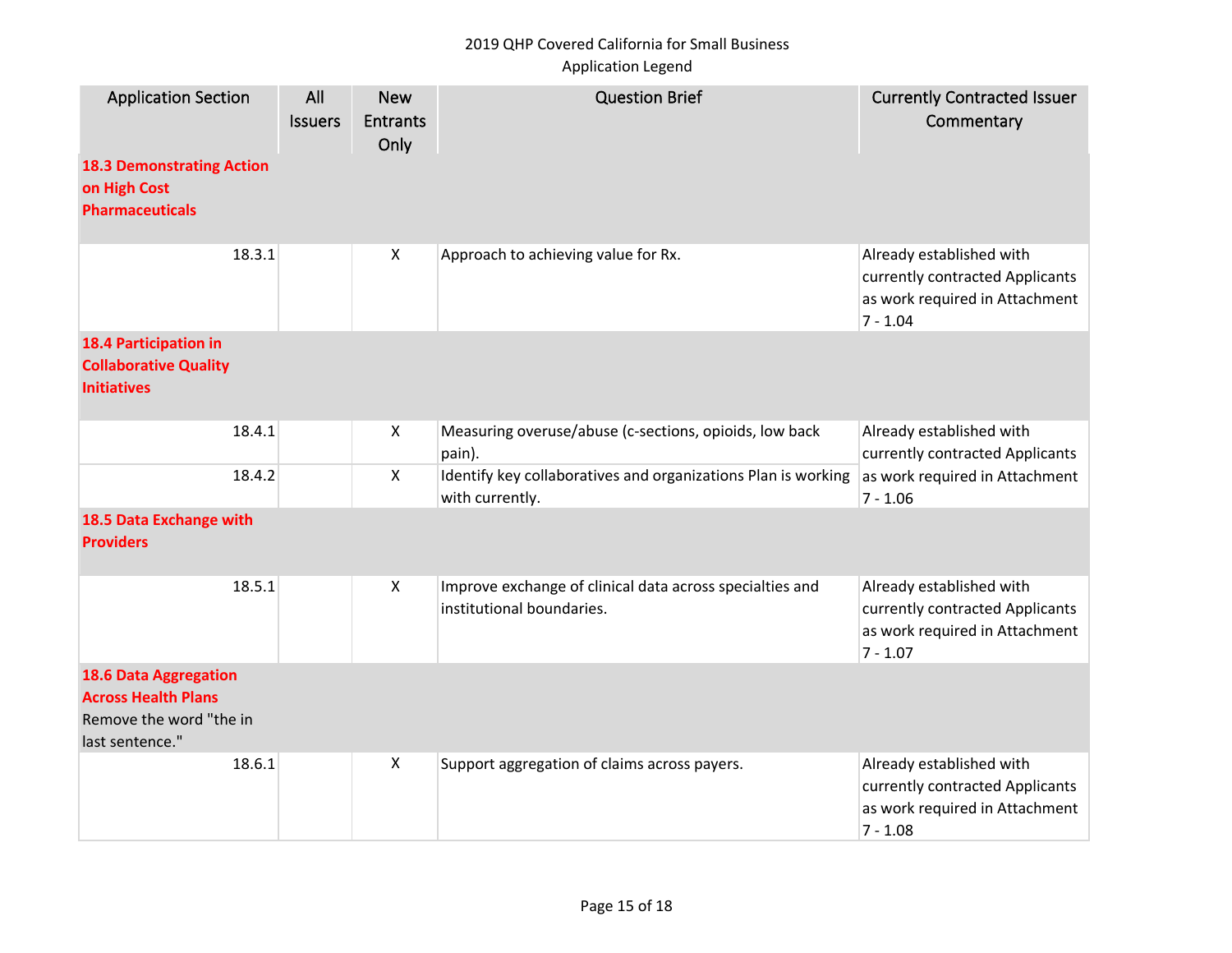| Application Section | All Issuers | New Entrants Only | Question Brief | Currently Contracted Issuer Commentary |
|---|---|---|---|---|
| **18.3 Demonstrating Action on High Cost Pharmaceuticals** | | | | |
| 18.3.1 | | X | Approach to achieving value for Rx. | Already established with currently contracted Applicants as work required in Attachment 7 - 1.04 |
| **18.4 Participation in Collaborative Quality Initiatives** | | | | |
| 18.4.1 | | X | Measuring overuse/abuse (c-sections, opioids, low back pain). | Already established with currently contracted Applicants as work required in Attachment 7 - 1.06 |
| 18.4.2 | | X | Identify key collaboratives and organizations Plan is working with currently. | |
| **18.5 Data Exchange with Providers** | | | | |
| 18.5.1 | | X | Improve exchange of clinical data across specialties and institutional boundaries. | Already established with currently contracted Applicants as work required in Attachment 7 - 1.07 |
| **18.6 Data Aggregation Across Health Plans** Remove the word "the in last sentence." | | | | |
| 18.6.1 | | X | Support aggregation of claims across payers. | Already established with currently contracted Applicants as work required in Attachment 7 - 1.08 |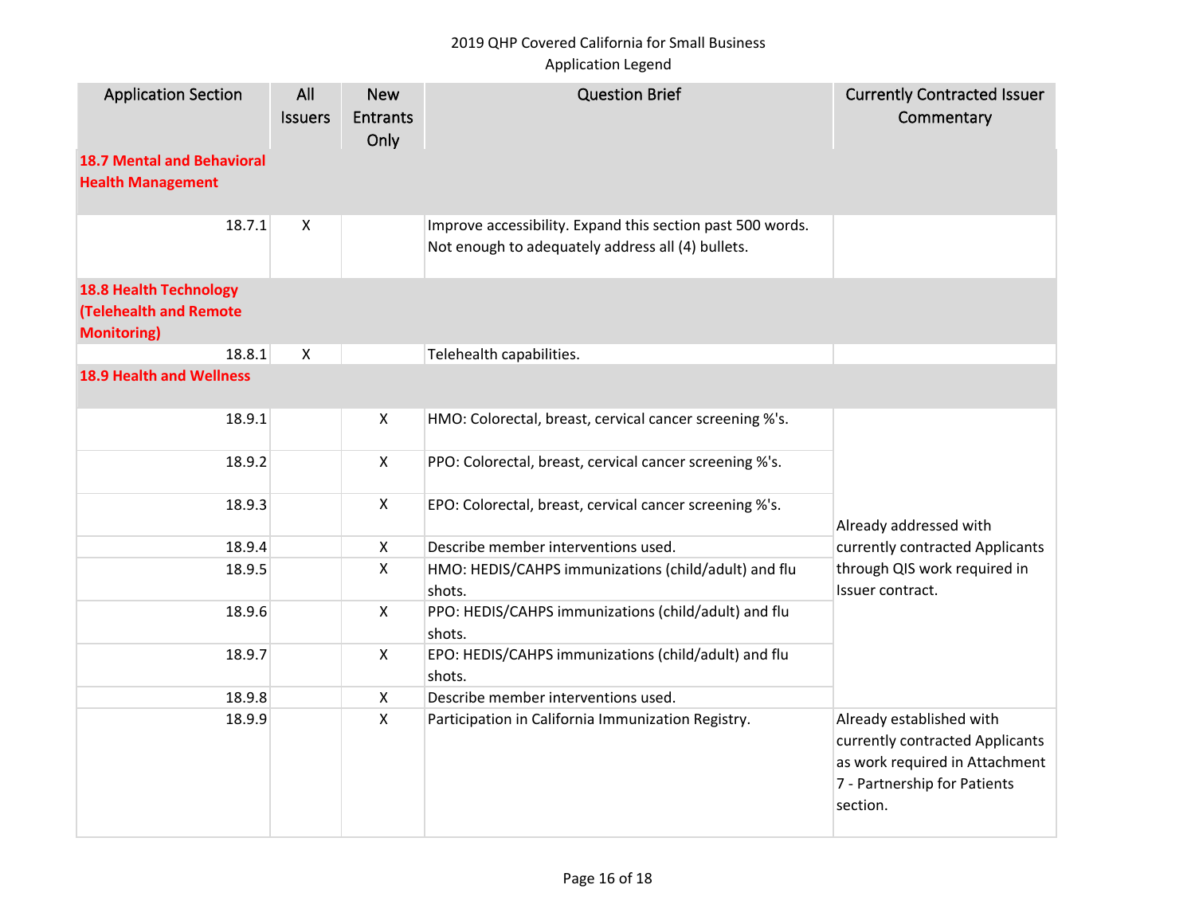2019 QHP Covered California for Small Business
Application Legend

| Application Section | All Issuers | New Entrants Only | Question Brief | Currently Contracted Issuer Commentary |
|---|---|---|---|---|
| **18.7 Mental and Behavioral Health Management** | | | | |
| 18.7.1 | X | | Improve accessibility. Expand this section past 500 words. Not enough to adequately address all (4) bullets. | |
| **18.8 Health Technology (Telehealth and Remote Monitoring)** | | | | |
| 18.8.1 | X | | Telehealth capabilities. | |
| **18.9 Health and Wellness** | | | | |
| 18.9.1 | | X | HMO: Colorectal, breast, cervical cancer screening %'s. | Already addressed with currently contracted Applicants through QIS work required in Issuer contract. |
| 18.9.2 | | X | PPO: Colorectal, breast, cervical cancer screening %'s. | |
| 18.9.3 | | X | EPO: Colorectal, breast, cervical cancer screening %'s. | |
| 18.9.4 | | X | Describe member interventions used. | |
| 18.9.5 | | X | HMO: HEDIS/CAHPS immunizations (child/adult) and flu shots. | |
| 18.9.6 | | X | PPO: HEDIS/CAHPS immunizations (child/adult) and flu shots. | |
| 18.9.7 | | X | EPO: HEDIS/CAHPS immunizations (child/adult) and flu shots. | |
| 18.9.8 | | X | Describe member interventions used. | |
| 18.9.9 | | X | Participation in California Immunization Registry. | Already established with currently contracted Applicants as work required in Attachment 7 - Partnership for Patients section. |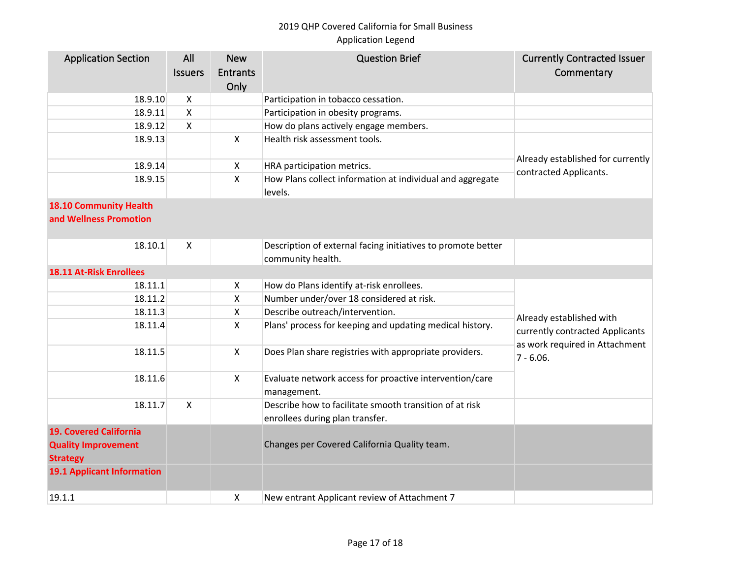| Application Section | All Issuers | New Entrants Only | Question Brief | Currently Contracted Issuer Commentary |
|---|---|---|---|---|
| 18.9.10 | X | | Participation in tobacco cessation. | |
| 18.9.11 | X | | Participation in obesity programs. | |
| 18.9.12 | X | | How do plans actively engage members. | |
| 18.9.13 | | X | Health risk assessment tools. | Already established for currently contracted Applicants. |
| 18.9.14 | | X | HRA participation metrics. | |
| 18.9.15 | | X | How Plans collect information at individual and aggregate levels. | |
| **18.10 Community Health and Wellness Promotion** | | | | |
| 18.10.1 | X | | Description of external facing initiatives to promote better community health. | |
| **18.11 At-Risk Enrollees** | | | | |
| 18.11.1 | | X | How do Plans identify at-risk enrollees. | Already established with currently contracted Applicants as work required in Attachment 7 - 6.06. |
| 18.11.2 | | X | Number under/over 18 considered at risk. | |
| 18.11.3 | | X | Describe outreach/intervention. | |
| 18.11.4 | | X | Plans' process for keeping and updating medical history. | |
| 18.11.5 | | X | Does Plan share registries with appropriate providers. | |
| 18.11.6 | | X | Evaluate network access for proactive intervention/care management. | |
| 18.11.7 | X | | Describe how to facilitate smooth transition of at risk enrollees during plan transfer. | |
| **19. Covered California Quality Improvement Strategy** | | | Changes per Covered California Quality team. | |
| **19.1 Applicant Information** | | | | |
| 19.1.1 | | X | New entrant Applicant review of Attachment 7 | |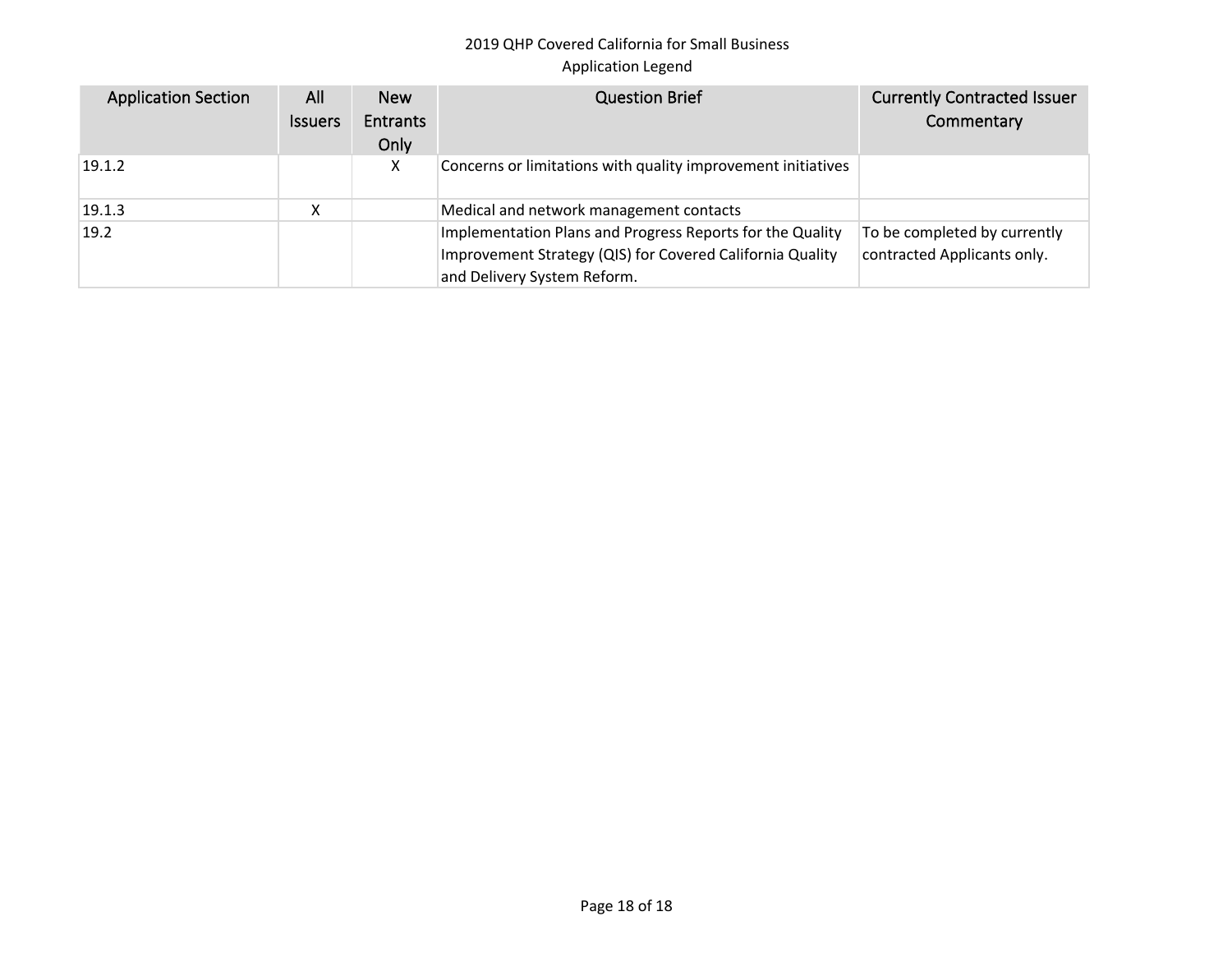| Application Section | All Issuers | New Entrants Only | Question Brief | Currently Contracted Issuer Commentary |
|---|---|---|---|---|
| 19.1.2 | | X | Concerns or limitations with quality improvement initiatives | |
| 19.1.3 | X | | Medical and network management contacts | |
| 19.2 | | | Implementation Plans and Progress Reports for the Quality Improvement Strategy (QIS) for Covered California Quality and Delivery System Reform. | To be completed by currently contracted Applicants only. |